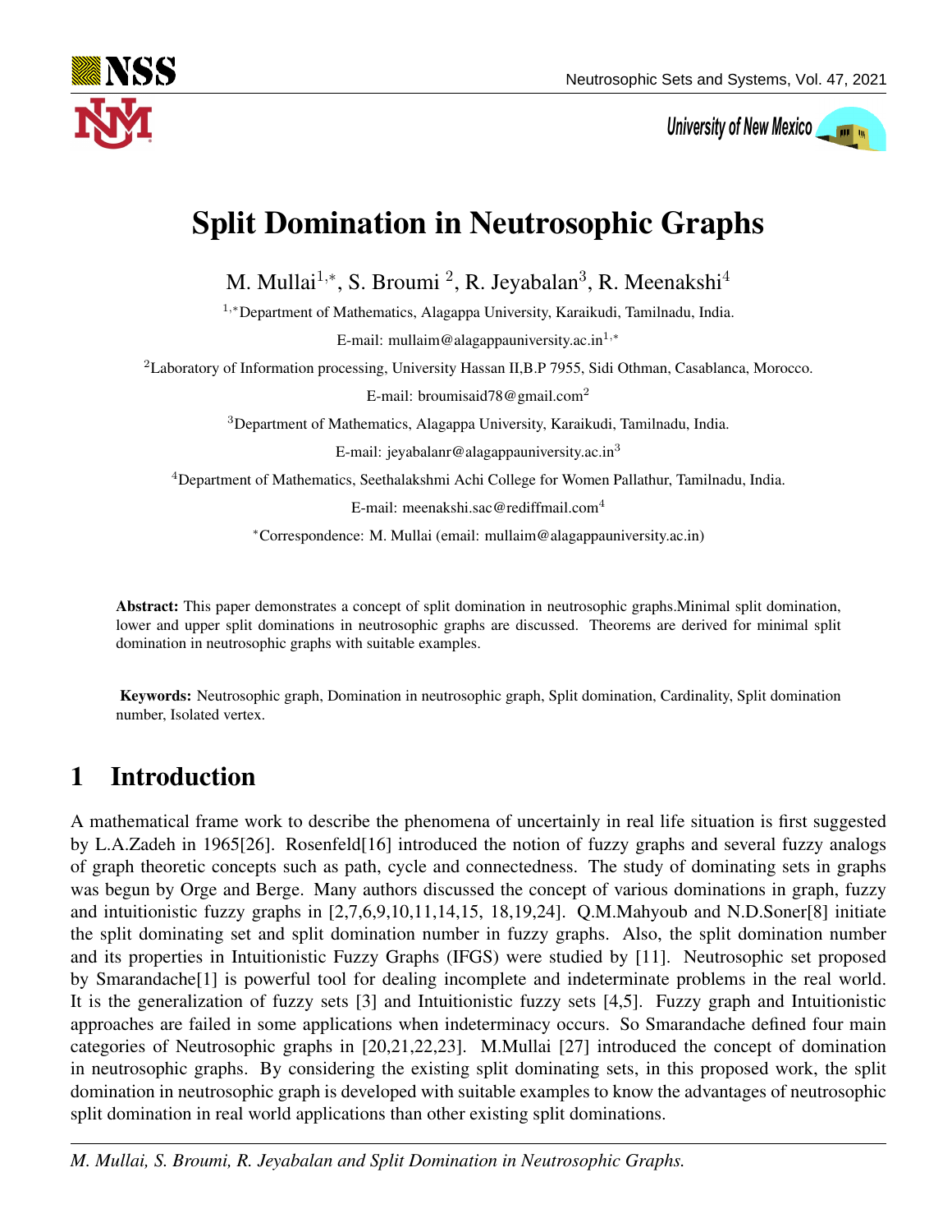# Split Domination in Neutrosophic Graphs

M. Mullai[1,*], S. Broumi [2], R. Jeyabalan[3], R. Meenakshi[4]

[1,*]Department of Mathematics, Alagappa University, Karaikudi, Tamilnadu, India.

E-mail: mullaim@alagappauniversity.ac.in[1,*]

[2]Laboratory of Information processing, University Hassan II,B.P 7955, Sidi Othman, Casablanca, Morocco.

E-mail: broumisaid78@gmail.com[2]

[3]Department of Mathematics, Alagappa University, Karaikudi, Tamilnadu, India.

E-mail: jeyabalanr@alagappauniversity.ac.in[3]

[4]Department of Mathematics, Seethalakshmi Achi College for Women Pallathur, Tamilnadu, India.

E-mail: meenakshi.sac@rediffmail.com[4]

*Correspondence: M. Mullai (email: mullaim@alagappauniversity.ac.in)

**Abstract:** This paper demonstrates a concept of split domination in neutrosophic graphs.Minimal split domination, lower and upper split dominations in neutrosophic graphs are discussed. Theorems are derived for minimal split domination in neutrosophic graphs with suitable examples.

**Keywords:** Neutrosophic graph, Domination in neutrosophic graph, Split domination, Cardinality, Split domination number, Isolated vertex.

## 1 Introduction

A mathematical frame work to describe the phenomena of uncertainly in real life situation is first suggested by L.A.Zadeh in 1965[26]. Rosenfeld[16] introduced the notion of fuzzy graphs and several fuzzy analogs of graph theoretic concepts such as path, cycle and connectedness. The study of dominating sets in graphs was begun by Orge and Berge. Many authors discussed the concept of various dominations in graph, fuzzy and intuitionistic fuzzy graphs in [2,7,6,9,10,11,14,15, 18,19,24]. Q.M.Mahyoub and N.D.Soner[8] initiate the split dominating set and split domination number in fuzzy graphs. Also, the split domination number and its properties in Intuitionistic Fuzzy Graphs (IFGS) were studied by [11]. Neutrosophic set proposed by Smarandache[1] is powerful tool for dealing incomplete and indeterminate problems in the real world. It is the generalization of fuzzy sets [3] and Intuitionistic fuzzy sets [4,5]. Fuzzy graph and Intuitionistic approaches are failed in some applications when indeterminacy occurs. So Smarandache defined four main categories of Neutrosophic graphs in [20,21,22,23]. M.Mullai [27] introduced the concept of domination in neutrosophic graphs. By considering the existing split dominating sets, in this proposed work, the split domination in neutrosophic graph is developed with suitable examples to know the advantages of neutrosophic split domination in real world applications than other existing split dominations.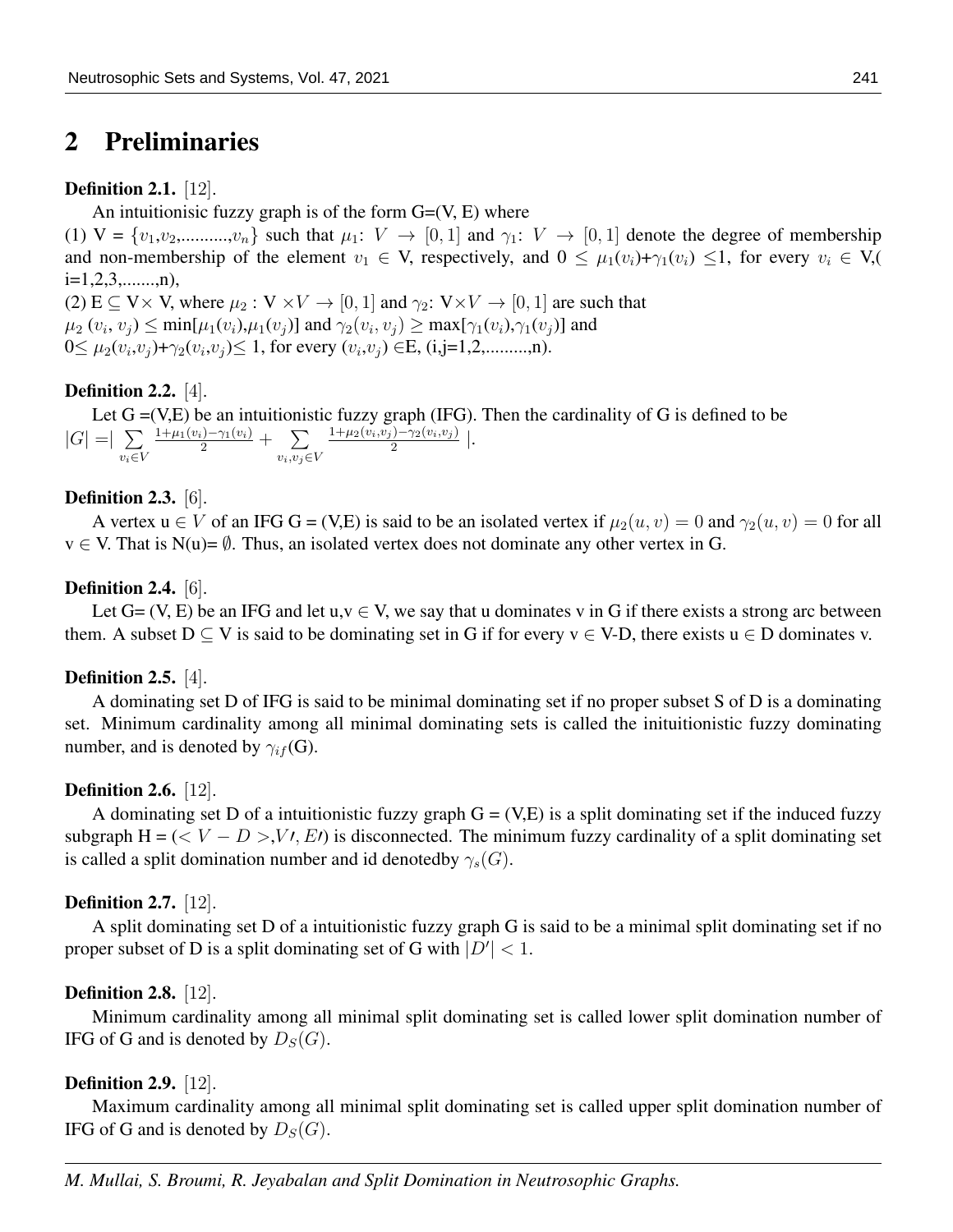## 2 Preliminaries

**Definition 2.1.** [12].

An intuitionisic fuzzy graph is of the form G=(V, E) where

(1) V = $\{v_1, v_2, .........., v_n\}$ such that $\mu_1$: $V \rightarrow [0,1]$ and $\gamma_1$: $V \rightarrow [0,1]$ denote the degree of membership and non-membership of the element $v_1 \in$ V, respectively, and $0 \leq \mu_1(v_i)+\gamma_1(v_i) \leq 1$, for every $v_i \in$ V,( i=1,2,3,.......,n),

(2) E $\subseteq$ V$\times$ V, where $\mu_2$ : V $\times V \rightarrow [0,1]$ and $\gamma_2$: V$\times V \rightarrow [0,1]$ are such that

$\mu_2(v_i, v_j) \leq \min[\mu_1(v_i),\mu_1(v_j)]$ and $\gamma_2(v_i, v_j) \geq \max[\gamma_1(v_i),\gamma_1(v_j)]$ and

$0 \leq \mu_2(v_i,v_j)+\gamma_2(v_i,v_j) \leq 1$, for every $(v_i,v_j) \in$E, (i,j=1,2,.........,n).

**Definition 2.2.** [4].

Let G =(V,E) be an intuitionistic fuzzy graph (IFG). Then the cardinality of G is defined to be $|G| = |\sum_{v_i \in V} \frac{1+\mu_1(v_i)-\gamma_1(v_i)}{2} + \sum_{v_i,v_j \in V} \frac{1+\mu_2(v_i,v_j)-\gamma_2(v_i,v_j)}{2}|$.

**Definition 2.3.** [6].

A vertex u $\in V$ of an IFG G = (V,E) is said to be an isolated vertex if $\mu_2(u,v) = 0$ and $\gamma_2(u,v) = 0$ for all v $\in$ V. That is N(u)= $\emptyset$. Thus, an isolated vertex does not dominate any other vertex in G.

**Definition 2.4.** [6].

Let G= (V, E) be an IFG and let u,v $\in$ V, we say that u dominates v in G if there exists a strong arc between them. A subset D $\subseteq$ V is said to be dominating set in G if for every v $\in$ V-D, there exists u $\in$ D dominates v.

**Definition 2.5.** [4].

A dominating set D of IFG is said to be minimal dominating set if no proper subset S of D is a dominating set. Minimum cardinality among all minimal dominating sets is called the inituitionistic fuzzy dominating number, and is denoted by $\gamma_{if}$(G).

**Definition 2.6.** [12].

A dominating set D of a intuitionistic fuzzy graph G = (V,E) is a split dominating set if the induced fuzzy subgraph H = ($< V - D >$,$V\prime$, $E\prime$) is disconnected. The minimum fuzzy cardinality of a split dominating set is called a split domination number and id denotedby $\gamma_s(G)$.

**Definition 2.7.** [12].

A split dominating set D of a intuitionistic fuzzy graph G is said to be a minimal split dominating set if no proper subset of D is a split dominating set of G with $|D'| < 1$.

**Definition 2.8.** [12].

Minimum cardinality among all minimal split dominating set is called lower split domination number of IFG of G and is denoted by $D_S(G)$.

**Definition 2.9.** [12].

Maximum cardinality among all minimal split dominating set is called upper split domination number of IFG of G and is denoted by $D_S(G)$.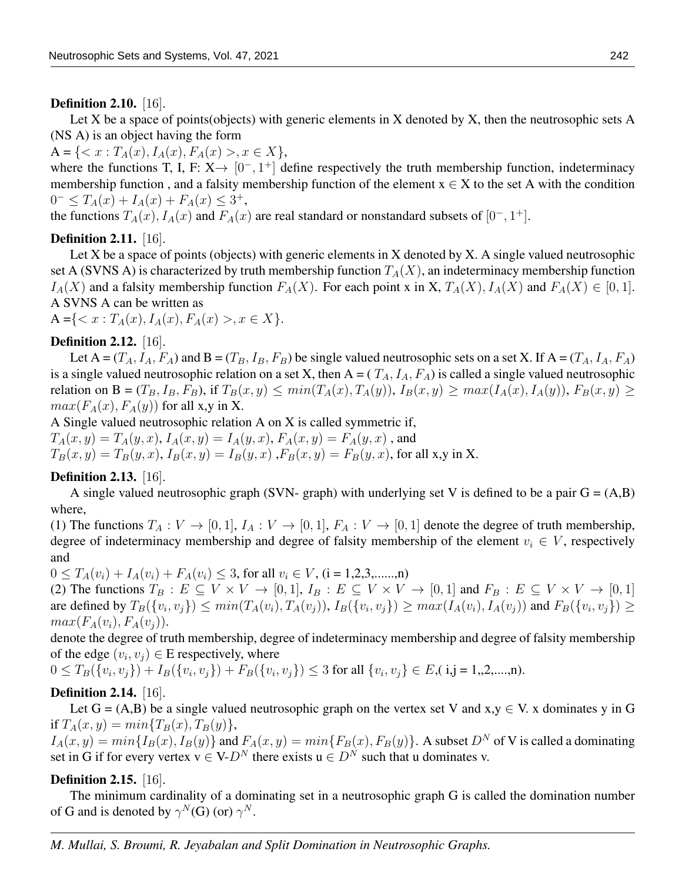**Definition 2.10.** [16].

Let X be a space of points(objects) with generic elements in X denoted by X, then the neutrosophic sets A (NS A) is an object having the form

A = $\{< x : T_A(x), I_A(x), F_A(x) >, x \in X\}$,

where the functions T, I, F: X$\rightarrow$ $[0^-, 1^+]$ define respectively the truth membership function, indeterminacy membership function , and a falsity membership function of the element x $\in$ X to the set A with the condition $0^- \leq T_A(x) + I_A(x) + F_A(x) \leq 3^+$,

the functions $T_A(x), I_A(x)$ and $F_A(x)$ are real standard or nonstandard subsets of $[0^-, 1^+]$.

**Definition 2.11.** [16].

Let X be a space of points (objects) with generic elements in X denoted by X. A single valued neutrosophic set A (SVNS A) is characterized by truth membership function $T_A(X)$, an indeterminacy membership function $I_A(X)$ and a falsity membership function $F_A(X)$. For each point x in X, $T_A(X), I_A(X)$ and $F_A(X) \in [0, 1]$. A SVNS A can be written as

A =$\{< x : T_A(x), I_A(x), F_A(x) >, x \in X\}$.

**Definition 2.12.** [16].

Let A = $(T_A, I_A, F_A)$ and B = $(T_B, I_B, F_B)$ be single valued neutrosophic sets on a set X. If A = $(T_A, I_A, F_A)$ is a single valued neutrosophic relation on a set X, then A = ( $T_A, I_A, F_A$) is called a single valued neutrosophic relation on B = $(T_B, I_B, F_B)$, if $T_B(x, y) \leq min(T_A(x), T_A(y))$, $I_B(x, y) \geq max(I_A(x), I_A(y))$, $F_B(x, y) \geq max(F_A(x), F_A(y))$ for all x,y in X.

A Single valued neutrosophic relation A on X is called symmetric if,

$T_A(x, y) = T_A(y, x)$, $I_A(x, y) = I_A(y, x)$, $F_A(x, y) = F_A(y, x)$ , and

$T_B(x, y) = T_B(y, x)$, $I_B(x, y) = I_B(y, x)$ ,$F_B(x, y) = F_B(y, x)$, for all x,y in X.

**Definition 2.13.** [16].

A single valued neutrosophic graph (SVN- graph) with underlying set V is defined to be a pair G = (A,B) where,

(1) The functions $T_A : V \rightarrow [0, 1]$, $I_A : V \rightarrow [0, 1]$, $F_A : V \rightarrow [0, 1]$ denote the degree of truth membership, degree of indeterminacy membership and degree of falsity membership of the element $v_i \in V$, respectively and

$0 \leq T_A(v_i) + I_A(v_i) + F_A(v_i) \leq 3$, for all $v_i \in V$, (i = 1,2,3,......,n)

(2) The functions $T_B : E \subseteq V \times V \rightarrow [0, 1]$, $I_B : E \subseteq V \times V \rightarrow [0, 1]$ and $F_B : E \subseteq V \times V \rightarrow [0, 1]$ are defined by $T_B(\{v_i, v_j\}) \leq min(T_A(v_i), T_A(v_j))$, $I_B(\{v_i, v_j\}) \geq max(I_A(v_i), I_A(v_j))$ and $F_B(\{v_i, v_j\}) \geq max(F_A(v_i), F_A(v_j))$.

denote the degree of truth membership, degree of indeterminacy membership and degree of falsity membership of the edge $(v_i, v_j) \in$ E respectively, where

$0 \leq T_B(\{v_i, v_j\}) + I_B(\{v_i, v_j\}) + F_B(\{v_i, v_j\}) \leq 3$ for all $\{v_i, v_j\} \in E$,( i,j = 1,,2,....,n).

**Definition 2.14.** [16].

Let G = (A,B) be a single valued neutrosophic graph on the vertex set V and x,y $\in$ V. x dominates y in G if $T_A(x, y) = min\{T_B(x), T_B(y)\}$,

$I_A(x, y) = min\{I_B(x), I_B(y)\}$ and $F_A(x, y) = min\{F_B(x), F_B(y)\}$. A subset $D^N$ of V is called a dominating set in G if for every vertex v $\in$ V-$D^N$ there exists u $\in D^N$ such that u dominates v.

**Definition 2.15.** [16].

The minimum cardinality of a dominating set in a neutrosophic graph G is called the domination number of G and is denoted by $\gamma^N$(G) (or) $\gamma^N$.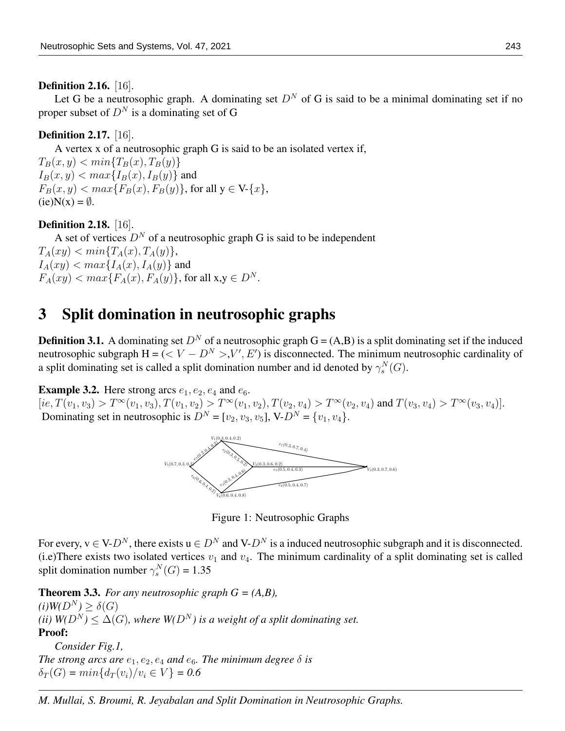**Definition 2.16.** [16].

Let G be a neutrosophic graph. A dominating set $D^N$ of G is said to be a minimal dominating set if no proper subset of $D^N$ is a dominating set of G

**Definition 2.17.** [16].

A vertex x of a neutrosophic graph G is said to be an isolated vertex if,
$T_B(x, y) < min\{T_B(x), T_B(y)\}$
$I_B(x, y) < max\{I_B(x), I_B(y)\}$ and
$F_B(x, y) < max\{F_B(x), F_B(y)\}$, for all y $\in$ V-$\{x\}$,
(ie)N(x) = $\emptyset$.

**Definition 2.18.** [16].

A set of vertices $D^N$ of a neutrosophic graph G is said to be independent
$T_A(xy) < min\{T_A(x), T_A(y)\}$,
$I_A(xy) < max\{I_A(x), I_A(y)\}$ and
$F_A(xy) < max\{F_A(x), F_A(y)\}$, for all x,y $\in D^N$.

# 3 Split domination in neutrosophic graphs

**Definition 3.1.** A dominating set $D^N$ of a neutrosophic graph G = (A,B) is a split dominating set if the induced neutrosophic subgraph H = ($< V - D^N >$,$V'$, $E'$) is disconnected. The minimum neutrosophic cardinality of a split dominating set is called a split domination number and id denoted by $\gamma_s^N(G)$.

**Example 3.2.** Here strong arcs $e_1, e_2, e_4$ and $e_6$.
$[ie, T(v_1, v_3) > T^\infty(v_1, v_3), T(v_1, v_2) > T^\infty(v_1, v_2), T(v_2, v_4) > T^\infty(v_2, v_4)$ and $T(v_3, v_4) > T^\infty(v_3, v_4)]$.
Dominating set in neutrosophic is $D^N$ = $[v_2, v_3, v_5]$, V-$D^N$ = $\{v_1, v_4\}$.

Figure 1: Neutrosophic Graphs

For every, v $\in$ V-$D^N$, there exists u $\in D^N$ and V-$D^N$ is a induced neutrosophic subgraph and it is disconnected. (i.e)There exists two isolated vertices $v_1$ and $v_4$. The minimum cardinality of a split dominating set is called split domination number $\gamma_s^N(G)$ = 1.35

**Theorem 3.3.** *For any neutrosophic graph G = (A,B),*
*(i)*$W(D^N) \geq \delta(G)$
*(ii)* $W(D^N) \leq \Delta(G)$, *where* $W(D^N)$ *is a weight of a split dominating set.*

**Proof:**

*Consider Fig.1,*
*The strong arcs are* $e_1, e_2, e_4$ *and* $e_6$*. The minimum degree* $\delta$ *is*
$\delta_T(G) = min\{d_T(v_i)/v_i \in V\}$ = *0.6*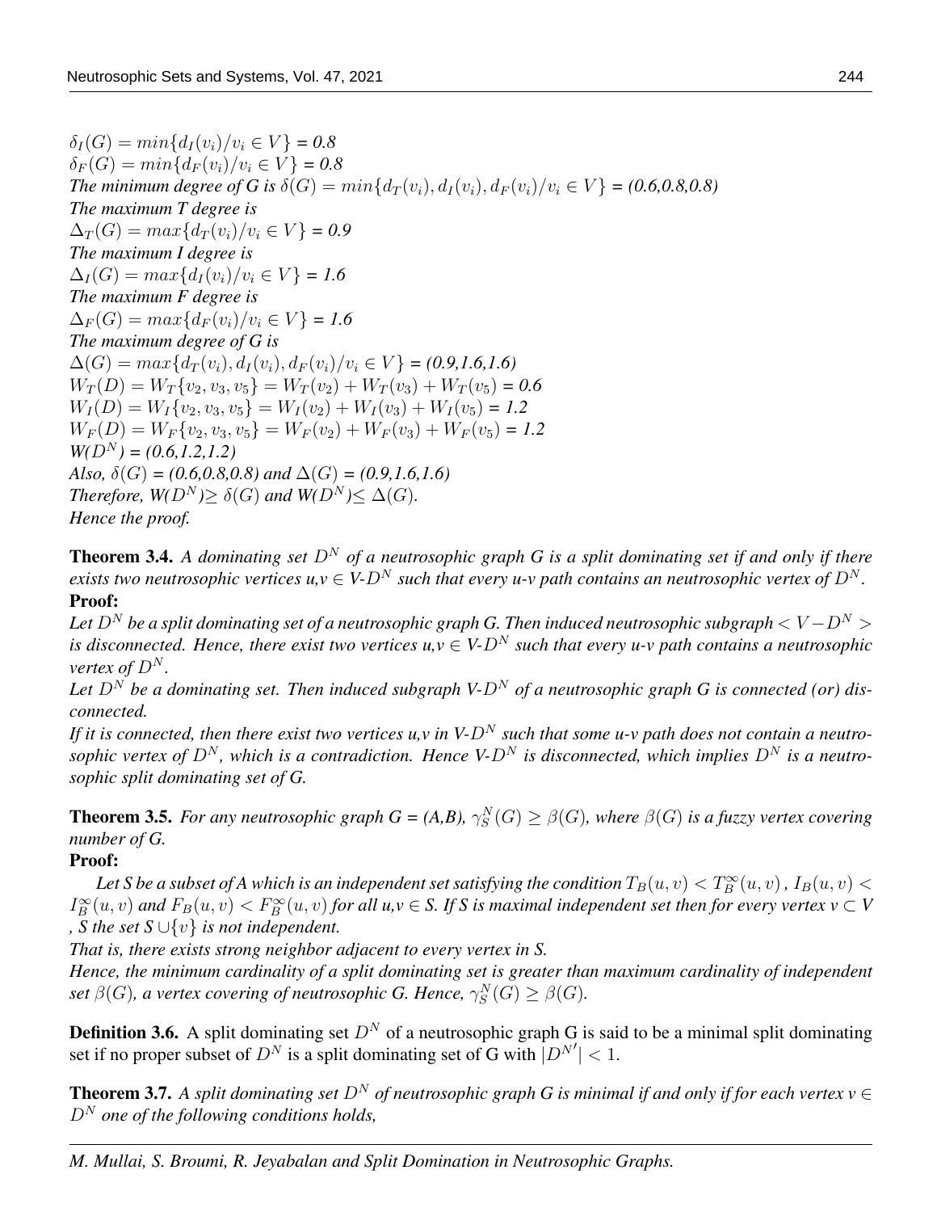$\delta_I(G) = min\{d_I(v_i)/v_i \in V\}$ = *0.8*
$\delta_F(G) = min\{d_F(v_i)/v_i \in V\}$ = *0.8*
*The minimum degree of G is* $\delta(G) = min\{d_T(v_i), d_I(v_i), d_F(v_i)/v_i \in V\}$ = *(0.6,0.8,0.8)*
*The maximum T degree is*
$\Delta_T(G) = max\{d_T(v_i)/v_i \in V\}$ = *0.9*
*The maximum I degree is*
$\Delta_I(G) = max\{d_I(v_i)/v_i \in V\}$ = *1.6*
*The maximum F degree is*
$\Delta_F(G) = max\{d_F(v_i)/v_i \in V\}$ = *1.6*
*The maximum degree of G is*
$\Delta(G) = max\{d_T(v_i), d_I(v_i), d_F(v_i)/v_i \in V\}$ = *(0.9,1.6,1.6)*
$W_T(D) = W_T\{v_2, v_3, v_5\} = W_T(v_2) + W_T(v_3) + W_T(v_5)$ = *0.6*
$W_I(D) = W_I\{v_2, v_3, v_5\} = W_I(v_2) + W_I(v_3) + W_I(v_5)$ = *1.2*
$W_F(D) = W_F\{v_2, v_3, v_5\} = W_F(v_2) + W_F(v_3) + W_F(v_5)$ = *1.2*
*W($D^N$) = (0.6,1.2,1.2)*
*Also,* $\delta(G)$ *= (0.6,0.8,0.8) and* $\Delta(G)$ *= (0.9,1.6,1.6)*
*Therefore, W($D^N$)*$\geq \delta(G)$ *and W($D^N$)*$\leq \Delta(G)$.
*Hence the proof.*

**Theorem 3.4.** *A dominating set $D^N$ of a neutrosophic graph G is a split dominating set if and only if there exists two neutrosophic vertices u,v $\in$ V-$D^N$ such that every u-v path contains an neutrosophic vertex of $D^N$.*

**Proof:**

*Let $D^N$ be a split dominating set of a neutrosophic graph G. Then induced neutrosophic subgraph $< V - D^N >$ is disconnected. Hence, there exist two vertices u,v $\in$ V-$D^N$ such that every u-v path contains a neutrosophic vertex of $D^N$.*

*Let $D^N$ be a dominating set. Then induced subgraph V-$D^N$ of a neutrosophic graph G is connected (or) disconnected.*

*If it is connected, then there exist two vertices u,v in V-$D^N$ such that some u-v path does not contain a neutrosophic vertex of $D^N$, which is a contradiction. Hence V-$D^N$ is disconnected, which implies $D^N$ is a neutrosophic split dominating set of G.*

**Theorem 3.5.** *For any neutrosophic graph G = (A,B), $\gamma_S^N(G) \geq \beta(G)$, where $\beta(G)$ is a fuzzy vertex covering number of G.*

**Proof:**

*Let S be a subset of A which is an independent set satisfying the condition $T_B(u,v) < T_B^\infty(u,v)$ , $I_B(u,v) < I_B^\infty(u,v)$ and $F_B(u,v) < F_B^\infty(u,v)$ for all u,v $\in$ S. If S is maximal independent set then for every vertex v $\subset$ V , S the set S $\cup\{v\}$ is not independent.*

*That is, there exists strong neighbor adjacent to every vertex in S.*

*Hence, the minimum cardinality of a split dominating set is greater than maximum cardinality of independent set $\beta(G)$, a vertex covering of neutrosophic G. Hence, $\gamma_S^N(G) \geq \beta(G)$.*

**Definition 3.6.** A split dominating set $D^N$ of a neutrosophic graph G is said to be a minimal split dominating set if no proper subset of $D^N$ is a split dominating set of G with $|D^{N'}| < 1$.

**Theorem 3.7.** *A split dominating set $D^N$ of neutrosophic graph G is minimal if and only if for each vertex v $\in$ $D^N$ one of the following conditions holds,*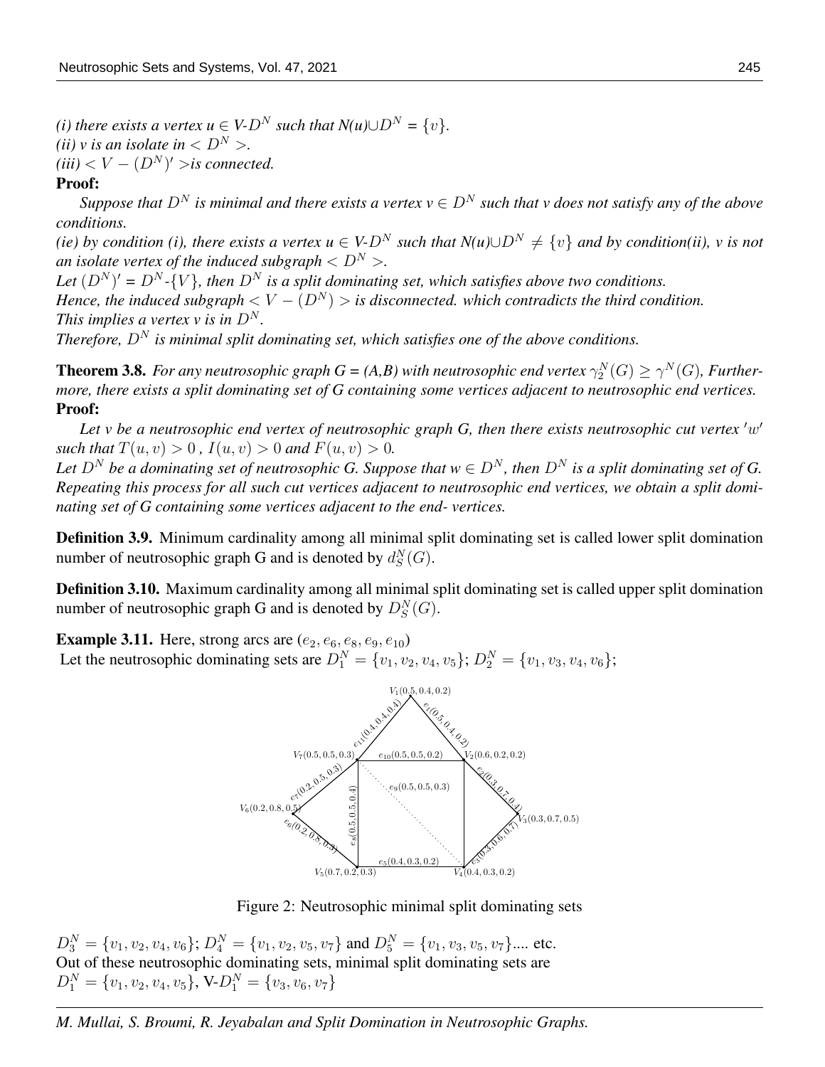*(i) there exists a vertex u $\in$ V-$D^N$ such that N(u)$\cup D^N$ = $\{v\}$.*
*(ii) v is an isolate in $< D^N >$.*
*(iii) $< V-(D^N)' >$is connected.*

**Proof:**

*Suppose that $D^N$ is minimal and there exists a vertex v $\in D^N$ such that v does not satisfy any of the above conditions.*
*(ie) by condition (i), there exists a vertex u $\in$ V-$D^N$ such that N(u)$\cup D^N \neq \{v\}$ and by condition(ii), v is not an isolate vertex of the induced subgraph $< D^N >$.*
*Let $(D^N)'$ = $D^N$-$\{V\}$, then $D^N$ is a split dominating set, which satisfies above two conditions.*
*Hence, the induced subgraph $< V-(D^N) >$ is disconnected. which contradicts the third condition.*
*This implies a vertex v is in $D^N$.*
*Therefore, $D^N$ is minimal split dominating set, which satisfies one of the above conditions.*

**Theorem 3.8.** *For any neutrosophic graph G = (A,B) with neutrosophic end vertex $\gamma_2^N(G) \geq \gamma^N(G)$, Furthermore, there exists a split dominating set of G containing some vertices adjacent to neutrosophic end vertices.*

**Proof:**

*Let v be a neutrosophic end vertex of neutrosophic graph G, then there exists neutrosophic cut vertex $'w'$ such that $T(u,v) > 0$ , $I(u,v) > 0$ and $F(u,v) > 0$.*
*Let $D^N$ be a dominating set of neutrosophic G. Suppose that w $\in D^N$, then $D^N$ is a split dominating set of G. Repeating this process for all such cut vertices adjacent to neutrosophic end vertices, we obtain a split dominating set of G containing some vertices adjacent to the end- vertices.*

**Definition 3.9.** Minimum cardinality among all minimal split dominating set is called lower split domination number of neutrosophic graph G and is denoted by $d_S^N(G)$.

**Definition 3.10.** Maximum cardinality among all minimal split dominating set is called upper split domination number of neutrosophic graph G and is denoted by $D_S^N(G)$.

**Example 3.11.** Here, strong arcs are $(e_2, e_6, e_8, e_9, e_{10})$
Let the neutrosophic dominating sets are $D_1^N = \{v_1, v_2, v_4, v_5\}$; $D_2^N = \{v_1, v_3, v_4, v_6\}$;

Figure 2: Neutrosophic minimal split dominating sets

$D_3^N = \{v_1, v_2, v_4, v_6\}$; $D_4^N = \{v_1, v_2, v_5, v_7\}$ and $D_5^N = \{v_1, v_3, v_5, v_7\}$.... etc.
Out of these neutrosophic dominating sets, minimal split dominating sets are
$D_1^N = \{v_1, v_2, v_4, v_5\}$, V-$D_1^N = \{v_3, v_6, v_7\}$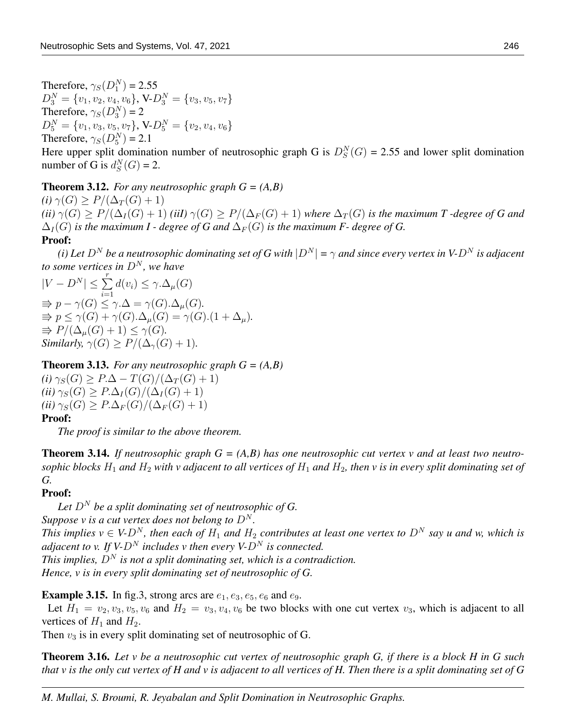Therefore, $\gamma_S(D_1^N)$ = 2.55
$D_3^N = \{v_1, v_2, v_4, v_6\}$, V-$D_3^N = \{v_3, v_5, v_7\}$
Therefore, $\gamma_S(D_3^N)$ = 2
$D_5^N = \{v_1, v_3, v_5, v_7\}$, V-$D_5^N = \{v_2, v_4, v_6\}$
Therefore, $\gamma_S(D_5^N)$ = 2.1
Here upper split domination number of neutrosophic graph G is $D_S^N(G)$ = 2.55 and lower split domination number of G is $d_S^N(G)$ = 2.

**Theorem 3.12.** *For any neutrosophic graph G = (A,B)*
*(i)* $\gamma(G) \geq P/(\Delta_T(G) + 1)$
*(ii)* $\gamma(G) \geq P/(\Delta_I(G) + 1)$ *(iiI)* $\gamma(G) \geq P/(\Delta_F(G) + 1)$ *where* $\Delta_T(G)$ *is the maximum T -degree of G and* $\Delta_I(G)$ *is the maximum I - degree of G and* $\Delta_F(G)$ *is the maximum F- degree of G.*

**Proof:**

*(i) Let $D^N$ be a neutrosophic dominating set of G with $|D^N|$ = $\gamma$ and since every vertex in V-$D^N$ is adjacent to some vertices in $D^N$, we have*
$|V - D^N| \leq \sum_{i=1}^{r} d(v_i) \leq \gamma.\Delta_\mu(G)$
$\Rrightarrow p - \gamma(G) \leq \gamma.\Delta = \gamma(G).\Delta_\mu(G)$.
$\Rrightarrow p \leq \gamma(G) + \gamma(G).\Delta_\mu(G) = \gamma(G).(1 + \Delta_\mu)$.
$\Rrightarrow P/(\Delta_\mu(G) + 1) \leq \gamma(G)$.
*Similarly,* $\gamma(G) \geq P/(\Delta_\gamma(G) + 1)$.

**Theorem 3.13.** *For any neutrosophic graph G = (A,B)*
*(i)* $\gamma_S(G) \geq P.\Delta - T(G)/(\Delta_T(G) + 1)$
*(ii)* $\gamma_S(G) \geq P.\Delta_I(G)/(\Delta_I(G) + 1)$
*(ii)* $\gamma_S(G) \geq P.\Delta_F(G)/(\Delta_F(G) + 1)$

**Proof:**

*The proof is similar to the above theorem.*

**Theorem 3.14.** *If neutrosophic graph G = (A,B) has one neutrosophic cut vertex v and at least two neutrosophic blocks $H_1$ and $H_2$ with v adjacent to all vertices of $H_1$ and $H_2$, then v is in every split dominating set of G.*

**Proof:**

*Let $D^N$ be a split dominating set of neutrosophic of G.*
*Suppose v is a cut vertex does not belong to $D^N$.*
*This implies v $\in$ V-$D^N$, then each of $H_1$ and $H_2$ contributes at least one vertex to $D^N$ say u and w, which is adjacent to v. If V-$D^N$ includes v then every V-$D^N$ is connected.*
*This implies, $D^N$ is not a split dominating set, which is a contradiction.*
*Hence, v is in every split dominating set of neutrosophic of G.*

**Example 3.15.** In fig.3, strong arcs are $e_1, e_3, e_5, e_6$ and $e_9$.
Let $H_1 = v_2, v_3, v_5, v_6$ and $H_2 = v_3, v_4, v_6$ be two blocks with one cut vertex $v_3$, which is adjacent to all vertices of $H_1$ and $H_2$.
Then $v_3$ is in every split dominating set of neutrosophic of G.

**Theorem 3.16.** *Let v be a neutrosophic cut vertex of neutrosophic graph G, if there is a block H in G such that v is the only cut vertex of H and v is adjacent to all vertices of H. Then there is a split dominating set of G*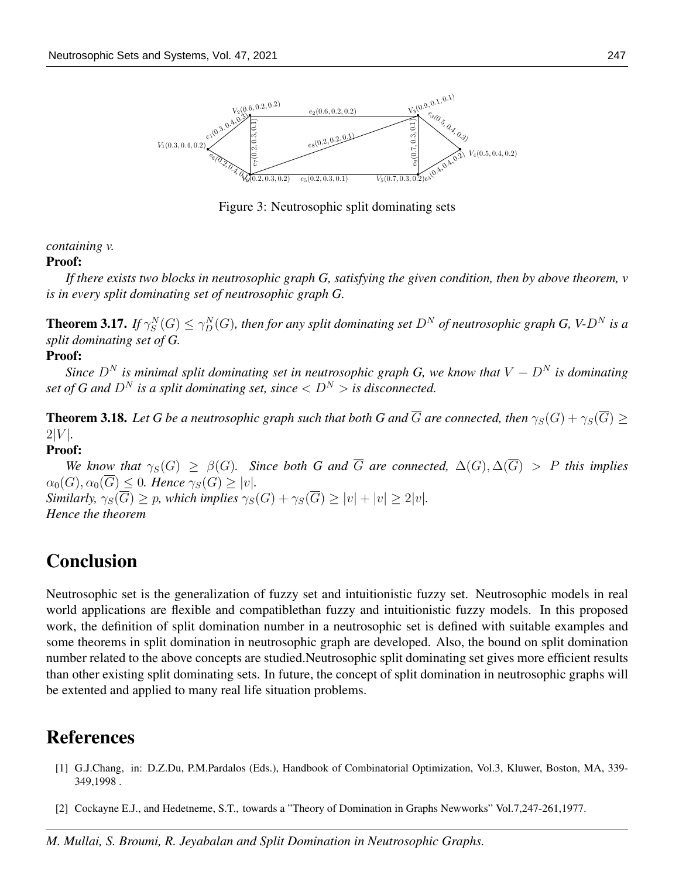Figure 3: Neutrosophic split dominating sets

*containing v.*

**Proof:**

*If there exists two blocks in neutrosophic graph G, satisfying the given condition, then by above theorem, v is in every split dominating set of neutrosophic graph G.*

**Theorem 3.17.** *If $\gamma_S^N(G) \leq \gamma_D^N(G)$, then for any split dominating set $D^N$ of neutrosophic graph G, V-$D^N$ is a split dominating set of G.*

**Proof:**

*Since $D^N$ is minimal split dominating set in neutrosophic graph G, we know that $V - D^N$ is dominating set of G and $D^N$ is a split dominating set, since $< D^N >$ is disconnected.*

**Theorem 3.18.** *Let G be a neutrosophic graph such that both G and $\overline{G}$ are connected, then $\gamma_S(G) + \gamma_S(\overline{G}) \geq 2|V|$.*

**Proof:**

*We know that $\gamma_S(G) \geq \beta(G)$. Since both G and $\overline{G}$ are connected, $\Delta(G), \Delta(\overline{G}) > P$ this implies $\alpha_0(G), \alpha_0(\overline{G}) \leq 0$. Hence $\gamma_S(G) \geq |v|$.*
*Similarly, $\gamma_S(\overline{G}) \geq p$, which implies $\gamma_S(G) + \gamma_S(\overline{G}) \geq |v| + |v| \geq 2|v|$.*
*Hence the theorem*

# Conclusion

Neutrosophic set is the generalization of fuzzy set and intuitionistic fuzzy set. Neutrosophic models in real world applications are flexible and compatiblethan fuzzy and intuitionistic fuzzy models. In this proposed work, the definition of split domination number in a neutrosophic set is defined with suitable examples and some theorems in split domination in neutrosophic graph are developed. Also, the bound on split domination number related to the above concepts are studied.Neutrosophic split dominating set gives more efficient results than other existing split dominating sets. In future, the concept of split domination in neutrosophic graphs will be extented and applied to many real life situation problems.

# References

[1] G.J.Chang, in: D.Z.Du, P.M.Pardalos (Eds.), Handbook of Combinatorial Optimization, Vol.3, Kluwer, Boston, MA, 339-349,1998 .

[2] Cockayne E.J., and Hedetneme, S.T., towards a "Theory of Domination in Graphs Newworks" Vol.7,247-261,1977.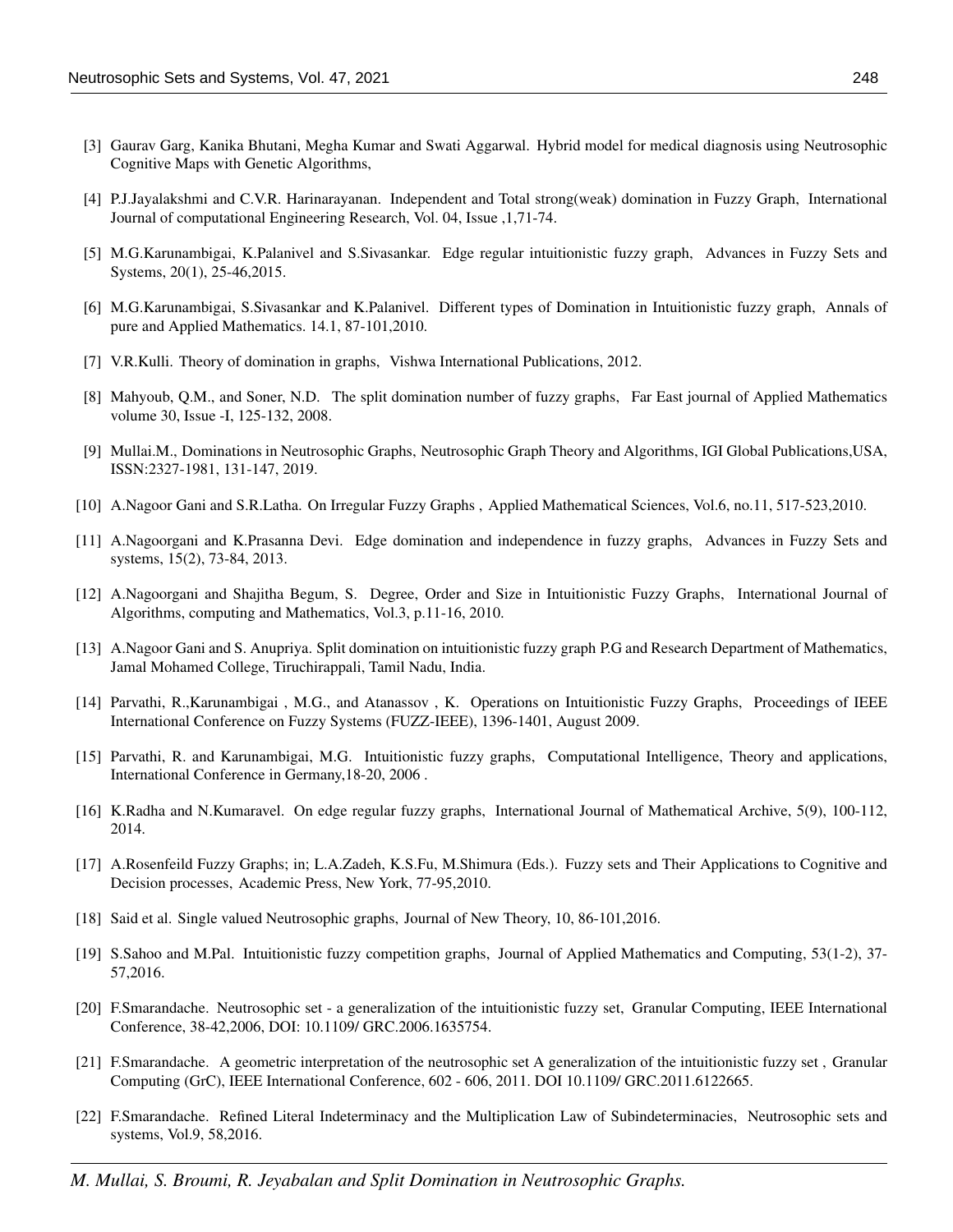[3] Gaurav Garg, Kanika Bhutani, Megha Kumar and Swati Aggarwal. Hybrid model for medical diagnosis using Neutrosophic Cognitive Maps with Genetic Algorithms,

[4] P.J.Jayalakshmi and C.V.R. Harinarayanan. Independent and Total strong(weak) domination in Fuzzy Graph, International Journal of computational Engineering Research, Vol. 04, Issue ,1,71-74.

[5] M.G.Karunambigai, K.Palanivel and S.Sivasankar. Edge regular intuitionistic fuzzy graph, Advances in Fuzzy Sets and Systems, 20(1), 25-46,2015.

[6] M.G.Karunambigai, S.Sivasankar and K.Palanivel. Different types of Domination in Intuitionistic fuzzy graph, Annals of pure and Applied Mathematics. 14.1, 87-101,2010.

[7] V.R.Kulli. Theory of domination in graphs, Vishwa International Publications, 2012.

[8] Mahyoub, Q.M., and Soner, N.D. The split domination number of fuzzy graphs, Far East journal of Applied Mathematics volume 30, Issue -I, 125-132, 2008.

[9] Mullai.M., Dominations in Neutrosophic Graphs, Neutrosophic Graph Theory and Algorithms, IGI Global Publications,USA, ISSN:2327-1981, 131-147, 2019.

[10] A.Nagoor Gani and S.R.Latha. On Irregular Fuzzy Graphs , Applied Mathematical Sciences, Vol.6, no.11, 517-523,2010.

[11] A.Nagoorgani and K.Prasanna Devi. Edge domination and independence in fuzzy graphs, Advances in Fuzzy Sets and systems, 15(2), 73-84, 2013.

[12] A.Nagoorgani and Shajitha Begum, S. Degree, Order and Size in Intuitionistic Fuzzy Graphs, International Journal of Algorithms, computing and Mathematics, Vol.3, p.11-16, 2010.

[13] A.Nagoor Gani and S. Anupriya. Split domination on intuitionistic fuzzy graph P.G and Research Department of Mathematics, Jamal Mohamed College, Tiruchirappali, Tamil Nadu, India.

[14] Parvathi, R.,Karunambigai , M.G., and Atanassov , K. Operations on Intuitionistic Fuzzy Graphs, Proceedings of IEEE International Conference on Fuzzy Systems (FUZZ-IEEE), 1396-1401, August 2009.

[15] Parvathi, R. and Karunambigai, M.G. Intuitionistic fuzzy graphs, Computational Intelligence, Theory and applications, International Conference in Germany,18-20, 2006 .

[16] K.Radha and N.Kumaravel. On edge regular fuzzy graphs, International Journal of Mathematical Archive, 5(9), 100-112, 2014.

[17] A.Rosenfeild Fuzzy Graphs; in; L.A.Zadeh, K.S.Fu, M.Shimura (Eds.). Fuzzy sets and Their Applications to Cognitive and Decision processes, Academic Press, New York, 77-95,2010.

[18] Said et al. Single valued Neutrosophic graphs, Journal of New Theory, 10, 86-101,2016.

[19] S.Sahoo and M.Pal. Intuitionistic fuzzy competition graphs, Journal of Applied Mathematics and Computing, 53(1-2), 37-57,2016.

[20] F.Smarandache. Neutrosophic set - a generalization of the intuitionistic fuzzy set, Granular Computing, IEEE International Conference, 38-42,2006, DOI: 10.1109/ GRC.2006.1635754.

[21] F.Smarandache. A geometric interpretation of the neutrosophic set A generalization of the intuitionistic fuzzy set , Granular Computing (GrC), IEEE International Conference, 602 - 606, 2011. DOI 10.1109/ GRC.2011.6122665.

[22] F.Smarandache. Refined Literal Indeterminacy and the Multiplication Law of Subindeterminacies, Neutrosophic sets and systems, Vol.9, 58,2016.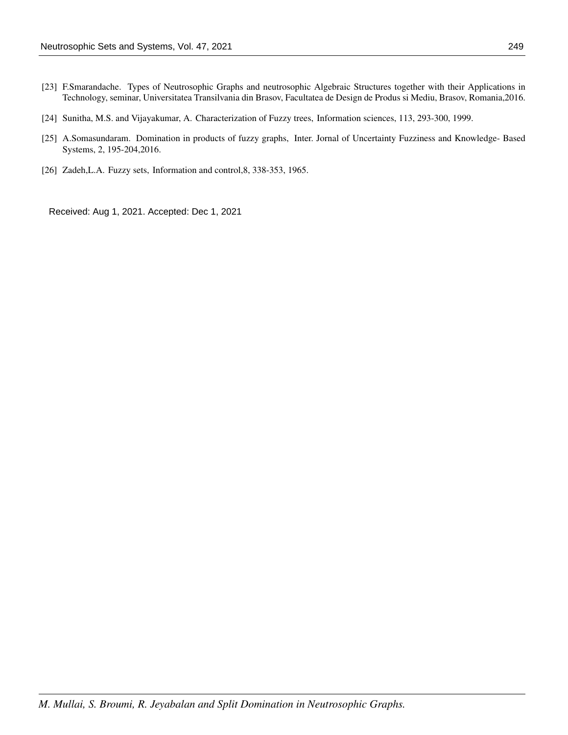[23] F.Smarandache. Types of Neutrosophic Graphs and neutrosophic Algebraic Structures together with their Applications in Technology, seminar, Universitatea Transilvania din Brasov, Facultatea de Design de Produs si Mediu, Brasov, Romania,2016.

[24] Sunitha, M.S. and Vijayakumar, A. Characterization of Fuzzy trees, Information sciences, 113, 293-300, 1999.

[25] A.Somasundaram. Domination in products of fuzzy graphs, Inter. Jornal of Uncertainty Fuzziness and Knowledge- Based Systems, 2, 195-204,2016.

[26] Zadeh,L.A. Fuzzy sets, Information and control,8, 338-353, 1965.

Received: Aug 1, 2021. Accepted: Dec 1, 2021